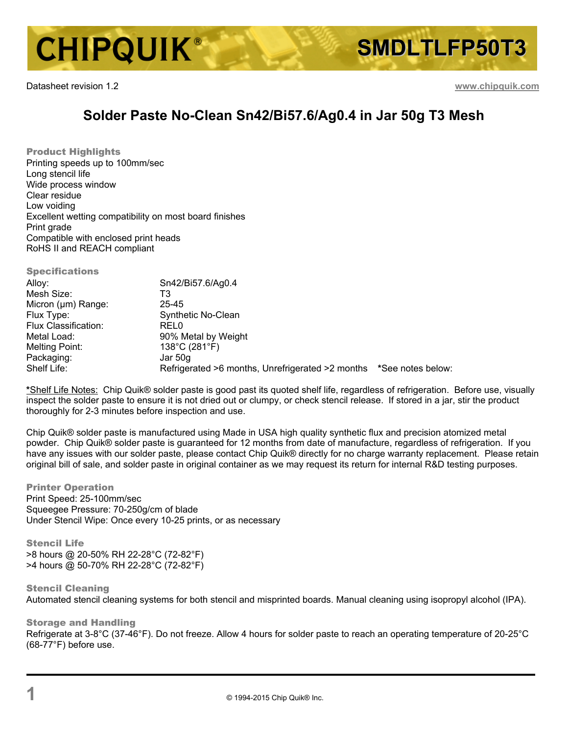# CHIPQUIK®

# SMDLTLFP50T3

Datasheet revision 1.2

www.chipquik.com

## Solder Paste No-Clean Sn42/Bi57.6/Ag0.4 in Jar 50g T3 Mesh

### Product Highlights

Printing speeds up to 100mm/sec
Long stencil life
Wide process window
Clear residue
Low voiding
Excellent wetting compatibility on most board finishes
Print grade
Compatible with enclosed print heads
RoHS II and REACH compliant

### Specifications

| | |
|---|---|
| Alloy: | Sn42/Bi57.6/Ag0.4 |
| Mesh Size: | T3 |
| Micron (µm) Range: | 25-45 |
| Flux Type: | Synthetic No-Clean |
| Flux Classification: | REL0 |
| Metal Load: | 90% Metal by Weight |
| Melting Point: | 138°C (281°F) |
| Packaging: | Jar 50g |
| Shelf Life: | Refrigerated >6 months, Unrefrigerated >2 months *See notes below: |

*Shelf Life Notes: Chip Quik® solder paste is good past its quoted shelf life, regardless of refrigeration. Before use, visually inspect the solder paste to ensure it is not dried out or clumpy, or check stencil release. If stored in a jar, stir the product thoroughly for 2-3 minutes before inspection and use.

Chip Quik® solder paste is manufactured using Made in USA high quality synthetic flux and precision atomized metal powder. Chip Quik® solder paste is guaranteed for 12 months from date of manufacture, regardless of refrigeration. If you have any issues with our solder paste, please contact Chip Quik® directly for no charge warranty replacement. Please retain original bill of sale, and solder paste in original container as we may request its return for internal R&D testing purposes.

### Printer Operation

Print Speed: 25-100mm/sec
Squeegee Pressure: 70-250g/cm of blade
Under Stencil Wipe: Once every 10-25 prints, or as necessary

### Stencil Life

>8 hours @ 20-50% RH 22-28°C (72-82°F)
>4 hours @ 50-70% RH 22-28°C (72-82°F)

### Stencil Cleaning

Automated stencil cleaning systems for both stencil and misprinted boards. Manual cleaning using isopropyl alcohol (IPA).

### Storage and Handling

Refrigerate at 3-8°C (37-46°F). Do not freeze. Allow 4 hours for solder paste to reach an operating temperature of 20-25°C (68-77°F) before use.

© 1994-2015 Chip Quik® Inc.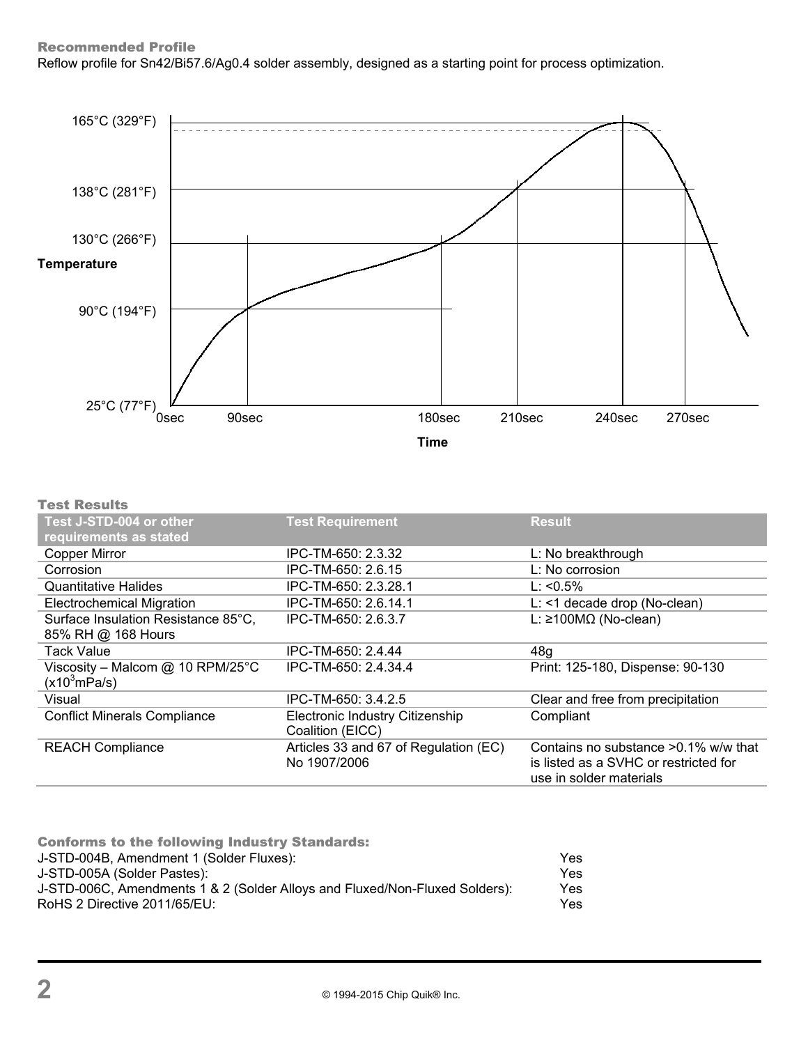### Recommended Profile

Reflow profile for Sn42/Bi57.6/Ag0.4 solder assembly, designed as a starting point for process optimization.

165°C (329°F)
138°C (281°F)
130°C (266°F)
Temperature
90°C (194°F)
25°C (77°F)
0sec 90sec 180sec 210sec 240sec 270sec
Time

### Test Results

| Test J-STD-004 or other requirements as stated | Test Requirement | Result |
|---|---|---|
| Copper Mirror | IPC-TM-650: 2.3.32 | L: No breakthrough |
| Corrosion | IPC-TM-650: 2.6.15 | L: No corrosion |
| Quantitative Halides | IPC-TM-650: 2.3.28.1 | L: <0.5% |
| Electrochemical Migration | IPC-TM-650: 2.6.14.1 | L: <1 decade drop (No-clean) |
| Surface Insulation Resistance 85°C, 85% RH @ 168 Hours | IPC-TM-650: 2.6.3.7 | L: ≥100MΩ (No-clean) |
| Tack Value | IPC-TM-650: 2.4.44 | 48g |
| Viscosity – Malcom @ 10 RPM/25°C ($x10^3$mPa/s) | IPC-TM-650: 2.4.34.4 | Print: 125-180, Dispense: 90-130 |
| Visual | IPC-TM-650: 3.4.2.5 | Clear and free from precipitation |
| Conflict Minerals Compliance | Electronic Industry Citizenship Coalition (EICC) | Compliant |
| REACH Compliance | Articles 33 and 67 of Regulation (EC) No 1907/2006 | Contains no substance >0.1% w/w that is listed as a SVHC or restricted for use in solder materials |

### Conforms to the following Industry Standards:

| | |
|---|---|
| J-STD-004B, Amendment 1 (Solder Fluxes): | Yes |
| J-STD-005A (Solder Pastes): | Yes |
| J-STD-006C, Amendments 1 & 2 (Solder Alloys and Fluxed/Non-Fluxed Solders): | Yes |
| RoHS 2 Directive 2011/65/EU: | Yes |

© 1994-2015 Chip Quik® Inc.